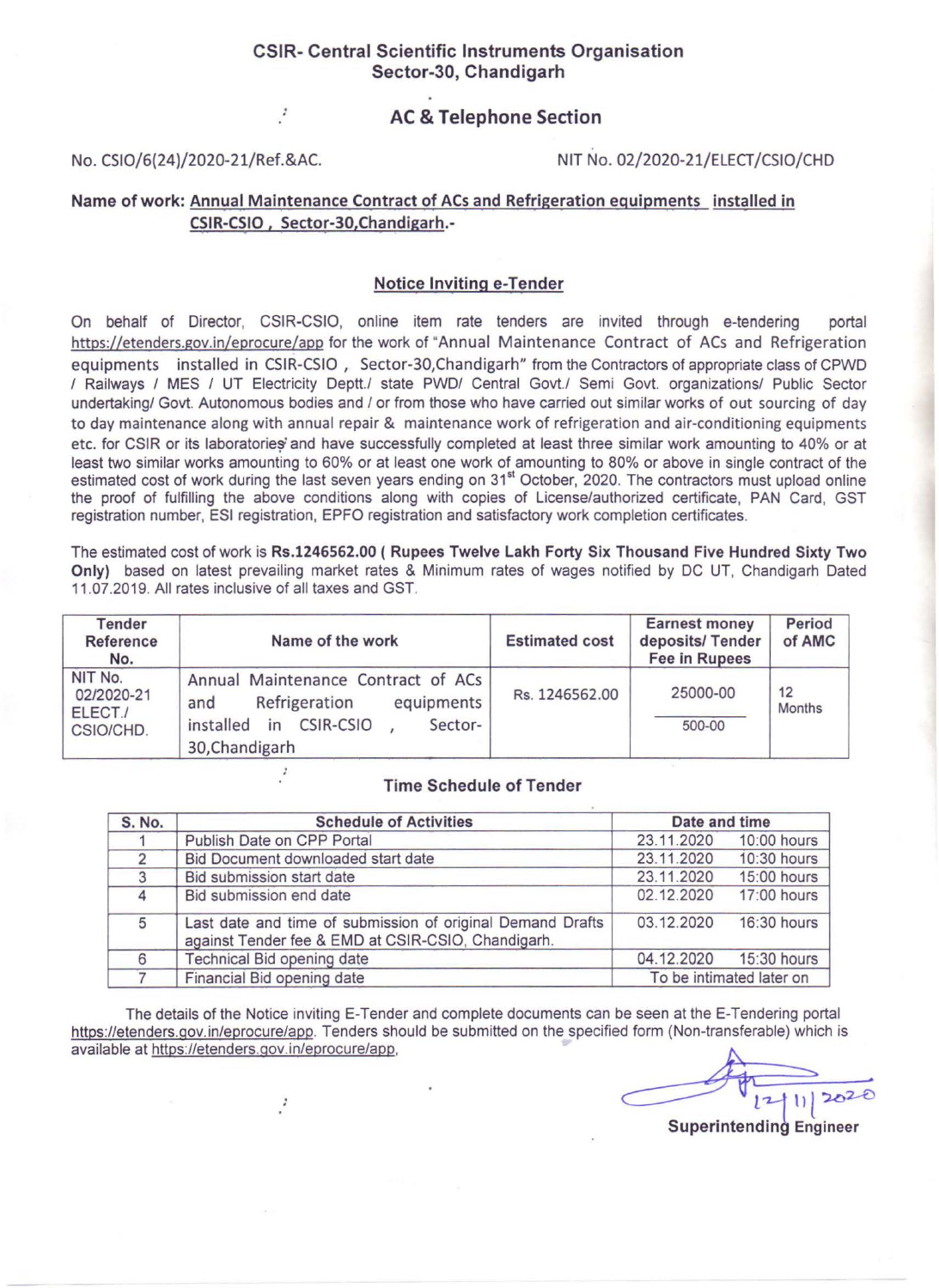# CSIR- Central Scientific Instruments Organisation
## Sector-30, Chandigarh

## AC & Telephone Section

No. CSIO/6(24)/2020-21/Ref.&AC. NIT No. 02/2020-21/ELECT/CSIO/CHD

**Name of work: Annual Maintenance Contract of ACs and Refrigeration equipments installed in CSIR-CSIO , Sector-30,Chandigarh.-**

### Notice Inviting e-Tender

On behalf of Director, CSIR-CSIO, online item rate tenders are invited through e-tendering portal https://etenders.gov.in/eprocure/app for the work of "Annual Maintenance Contract of ACs and Refrigeration equipments installed in CSIR-CSIO , Sector-30,Chandigarh" from the Contractors of appropriate class of CPWD / Railways / MES / UT Electricity Deptt./ state PWD/ Central Govt./ Semi Govt. organizations/ Public Sector undertaking/ Govt. Autonomous bodies and / or from those who have carried out similar works of out sourcing of day to day maintenance along with annual repair & maintenance work of refrigeration and air-conditioning equipments etc. for CSIR or its laboratories and have successfully completed at least three similar work amounting to 40% or at least two similar works amounting to 60% or at least one work of amounting to 80% or above in single contract of the estimated cost of work during the last seven years ending on 31st October, 2020. The contractors must upload online the proof of fulfilling the above conditions along with copies of License/authorized certificate, PAN Card, GST registration number, ESI registration, EPFO registration and satisfactory work completion certificates.

The estimated cost of work is **Rs.1246562.00 ( Rupees Twelve Lakh Forty Six Thousand Five Hundred Sixty Two Only)** based on latest prevailing market rates & Minimum rates of wages notified by DC UT, Chandigarh Dated 11.07.2019. All rates inclusive of all taxes and GST.

| Tender Reference No. | Name of the work | Estimated cost | Earnest money deposits/ Tender Fee in Rupees | Period of AMC |
|---|---|---|---|---|
| NIT No. 02/2020-21 ELECT./ CSIO/CHD. | Annual Maintenance Contract of ACs and Refrigeration equipments installed in CSIR-CSIO , Sector-30,Chandigarh | Rs. 1246562.00 | 25000-00 / 500-00 | 12 Months |

### Time Schedule of Tender

| S. No. | Schedule of Activities | Date and time | |
|---|---|---|---|
| 1 | Publish Date on CPP Portal | 23.11.2020 | 10:00 hours |
| 2 | Bid Document downloaded start date | 23.11.2020 | 10:30 hours |
| 3 | Bid submission start date | 23.11.2020 | 15:00 hours |
| 4 | Bid submission end date | 02.12.2020 | 17:00 hours |
| 5 | Last date and time of submission of original Demand Drafts against Tender fee & EMD at CSIR-CSIO, Chandigarh. | 03.12.2020 | 16:30 hours |
| 6 | Technical Bid opening date | 04.12.2020 | 15:30 hours |
| 7 | Financial Bid opening date | To be intimated later on | |

The details of the Notice inviting E-Tender and complete documents can be seen at the E-Tendering portal https://etenders.gov.in/eprocure/app. Tenders should be submitted on the specified form (Non-transferable) which is available at https://etenders.gov.in/eprocure/app,

12/11/2020

**Superintending Engineer**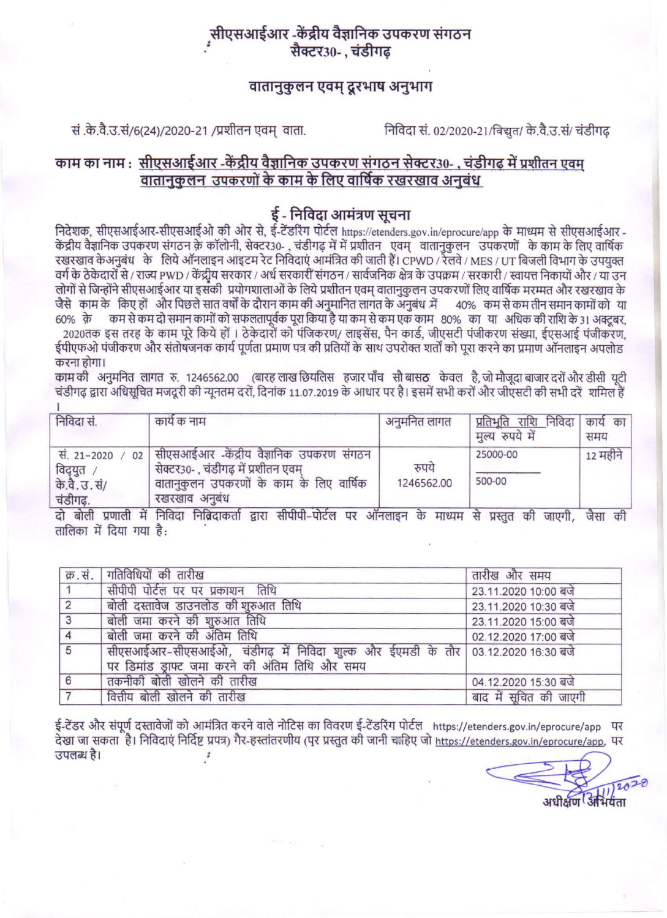# सीएसआईआर -केंद्रीय वैज्ञानिक उपकरण संगठन
## सैक्टर30- , चंडीगढ़

### वातानुकुलन एवम् दूरभाष अनुभाग

सं .के.वै.उ.सं/6(24)/2020-21 /प्रशीतन एवम् वाता.  निविदा सं. 02/2020-21/विद्युत/ के.वै.उ.सं/ चंडीगढ़

**काम का नाम : सीएसआईआर -केंद्रीय वैज्ञानिक उपकरण संगठन सेक्टर30- , चंडीगढ़ में प्रशीतन एवम् वातानुकुलन उपकरणों के काम के लिए वार्षिक रखरखाव अनुबंध**

## ई - निविदा आमंत्रण सूचना

निदेशक, सीएसआईआर-सीएसआईओ की ओर से, ई-टेंडरिंग पोर्टल https://etenders.gov.in/eprocure/app के माध्यम से सीएसआईआर -केंद्रीय वैज्ञानिक उपकरण संगठन के कॉलोनी, सेक्टर30- , चंडीगढ़ में में प्रशीतन एवम् वातानुकुलन उपकरणों के काम के लिए वार्षिक रखरखाव केअनुबंध के लिये ऑनलाइन आइटम रेट निविदाएं आमंत्रित की जाती हैं। CPWD / रेलवे / MES / UT बिजली विभाग के उपयुक्त वर्ग के ठेकेदारों से / राज्य PWD / केंद्रीय सरकार / अर्ध सरकारी संगठन / सार्वजनिक क्षेत्र के उपक्रम / सरकारी / स्वायत्त निकायों और / या उन लोगों से जिन्होंने सीएसआईआर या इसकी प्रयोगशालाओं के लिये प्रशीतन एवम् वातानुकुलन उपकरणों लिए वार्षिक मरम्मत और रखरखाव के जैसे काम के किए हों और पिछले सात वर्षों के दौरान काम की अनुमानित लागत के अनुबंध में 40% कम से कम तीन समान कामों को या 60% के कम से कम दो समान कामों को सफलतापूर्वक पूरा किया है या कम से कम एक काम 80% का या अधिक की राशि के 31 अक्टूबर, 2020तक इस तरह के काम पूरे किये हों । ठेकेदारों को पंजिकरण/ लाइसेंस, पैन कार्ड, जीएसटी पंजीकरण संख्या, ईएसआई पंजीकरण, ईपीएफओ पंजीकरण और संतोषजनक कार्य पूर्णता प्रमाण पत्र की प्रतियों के साथ उपरोक्त शर्तों को पूरा करने का प्रमाण ऑनलाइन अपलोड करना होगा।

काम की अनुमनित लागत रु. 1246562.00 (बारह लाख छियलिस हजार पाँच सौ बासठ केवल है, जो मौजूदा बाजार दरों और डीसी यूटी चंडीगढ़ द्वारा अधिसूचित मजदूरी की न्यूनतम दरों, दिनांक 11.07.2019 के आधार पर है। इसमें सभी करों और जीएसटी की सभी दरें शमिल हैं ।

| निविदा सं. | कार्य क नाम | अनुमनित लागत | प्रतिभूति राशि निविदा मुल्य रुपये में | कार्य का समय |
|---|---|---|---|---|
| सं. 21-2020 / 02 विद्युत / के.वै.उ.सं/ चंडीगढ़. | सीएसआईआर -केंद्रीय वैज्ञानिक उपकरण संगठन सेक्टर30- , चंडीगढ़ में प्रशीतन एवम् वातानुकुलन उपकरणों के काम के लिए वार्षिक रखरखाव अनुबंध | रुपये 1246562.00 | 25000-00 / 500-00 | 12 महीने |

दो बोली प्रणाली में निविदा निविदाकर्ता द्वारा सीपीपी-पोर्टल पर ऑनलाइन के माध्यम से प्रस्तुत की जाएगी, जैसा की तालिका में दिया गया है:

| क्र.सं. | गतिविधियों की तारीख | तारीख और समय |
|---|---|---|
| 1 | सीपीपी पोर्टल पर पर प्रकाशन तिथि | 23.11.2020 10:00 बजे |
| 2 | बोली दस्तावेज डाउनलोड की शुरुआत तिथि | 23.11.2020 10:30 बजे |
| 3 | बोली जमा करने की शुरुआत तिथि | 23.11.2020 15:00 बजे |
| 4 | बोली जमा करने की अंतिम तिथि | 02.12.2020 17:00 बजे |
| 5 | सीएसआईआर-सीएसआईओ, चंडीगढ़ में निविदा शुल्क और ईएमडी के तौर पर डिमांड ड्राफ्ट जमा करने की अंतिम तिथि और समय | 03.12.2020 16:30 बजे |
| 6 | तकनीकी बोली खोलने की तारीख | 04.12.2020 15:30 बजे |
| 7 | वित्तीय बोली खोलने की तारीख | बाद में सूचित की जाएगी |

ई-टेंडर और संपूर्ण दस्तावेजों को आमंत्रित करने वाले नोटिस का विवरण ई-टेंडरिंग पोर्टल https://etenders.gov.in/eprocure/app पर देखा जा सकता है। निविदाएं निर्दिष्ट प्रपत्र) गैर-हस्तांतरणीय (पर प्रस्तुत की जानी चाहिए जो https://etenders.gov.in/eprocure/app, पर उपलब्ध है।

अधीक्षण अभियंता